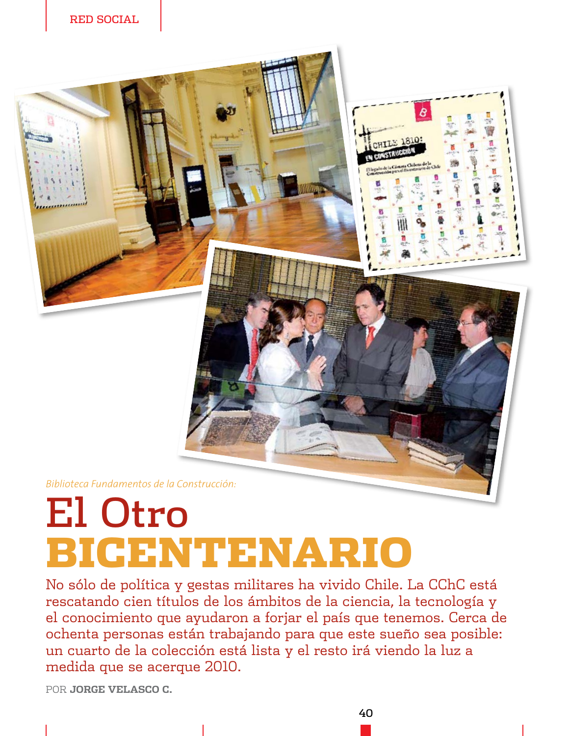*Biblioteca Fundamentos de la Construcción:*

# El Otro BICENTENARIO

No sólo de política y gestas militares ha vivido Chile. La CChC está rescatando cien títulos de los ámbitos de la ciencia, la tecnología y el conocimiento que ayudaron a forjar el país que tenemos. Cerca de ochenta personas están trabajando para que este sueño sea posible: un cuarto de la colección está lista y el resto irá viendo la luz a medida que se acerque 2010.

POR **JORGE VELASCO C.**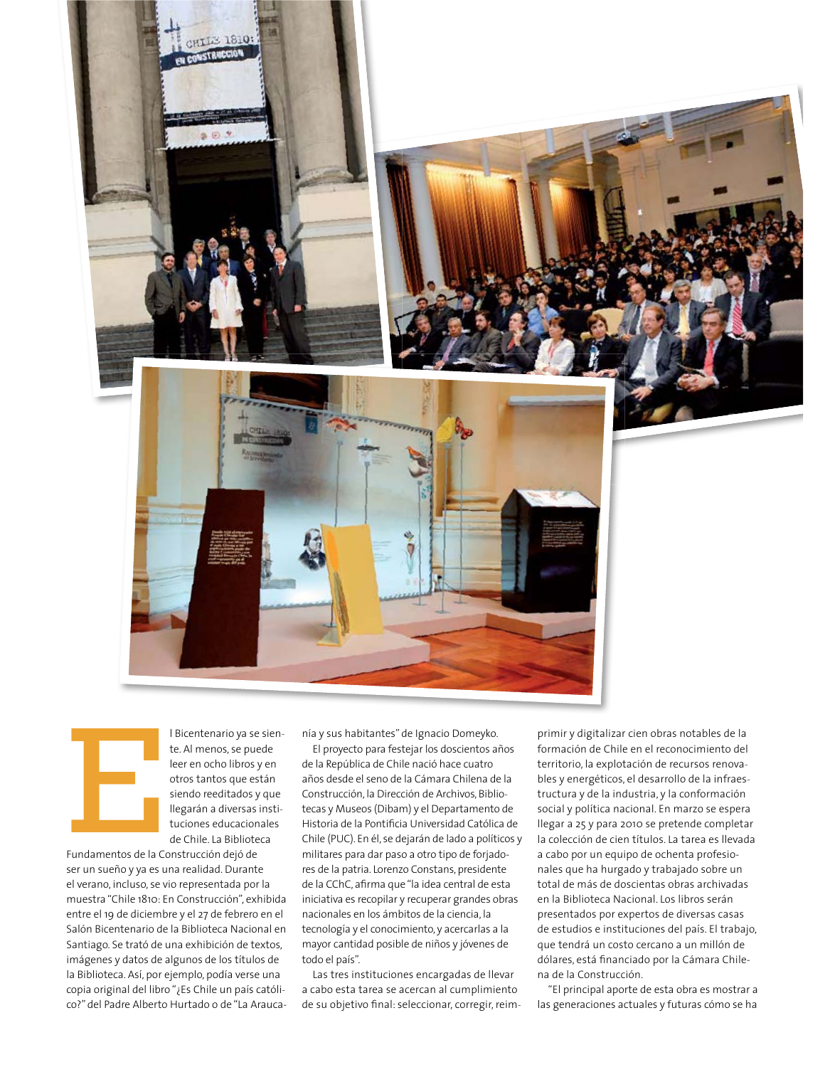El Bicentenario ya se siente. Al menos, se puede leer en ocho libros y en otros tantos que están siendo reeditados y que llegarán a diversas instituciones educacionales de Chile. La Biblioteca Fundamentos de la Construcción dejó de ser un sueño y ya es una realidad. Durante el verano, incluso, se vio representada por la muestra "Chile 1810: En Construcción", exhibida entre el 19 de diciembre y el 27 de febrero en el Salón Bicentenario de la Biblioteca Nacional en Santiago. Se trató de una exhibición de textos, imágenes y datos de algunos de los títulos de la Biblioteca. Así, por ejemplo, podía verse una copia original del libro "¿Es Chile un país católico?" del Padre Alberto Hurtado o de "La Araucanía y sus habitantes" de Ignacio Domeyko.

El proyecto para festejar los doscientos años de la República de Chile nació hace cuatro años desde el seno de la Cámara Chilena de la Construcción, la Dirección de Archivos, Bibliotecas y Museos (Dibam) y el Departamento de Historia de la Pontificia Universidad Católica de Chile (PUC). En él, se dejarán de lado a políticos y militares para dar paso a otro tipo de forjadores de la patria. Lorenzo Constans, presidente de la CChC, afirma que "la idea central de esta iniciativa es recopilar y recuperar grandes obras nacionales en los ámbitos de la ciencia, la tecnología y el conocimiento, y acercarlas a la mayor cantidad posible de niños y jóvenes de todo el país".

Las tres instituciones encargadas de llevar a cabo esta tarea se acercan al cumplimiento de su objetivo final: seleccionar, corregir, reimprimir y digitalizar cien obras notables de la formación de Chile en el reconocimiento del territorio, la explotación de recursos renovables y energéticos, el desarrollo de la infraestructura y de la industria, y la conformación social y política nacional. En marzo se espera llegar a 25 y para 2010 se pretende completar la colección de cien títulos. La tarea es llevada a cabo por un equipo de ochenta profesionales que ha hurgado y trabajado sobre un total de más de doscientas obras archivadas en la Biblioteca Nacional. Los libros serán presentados por expertos de diversas casas de estudios e instituciones del país. El trabajo, que tendrá un costo cercano a un millón de dólares, está financiado por la Cámara Chilena de la Construcción.

"El principal aporte de esta obra es mostrar a las generaciones actuales y futuras cómo se ha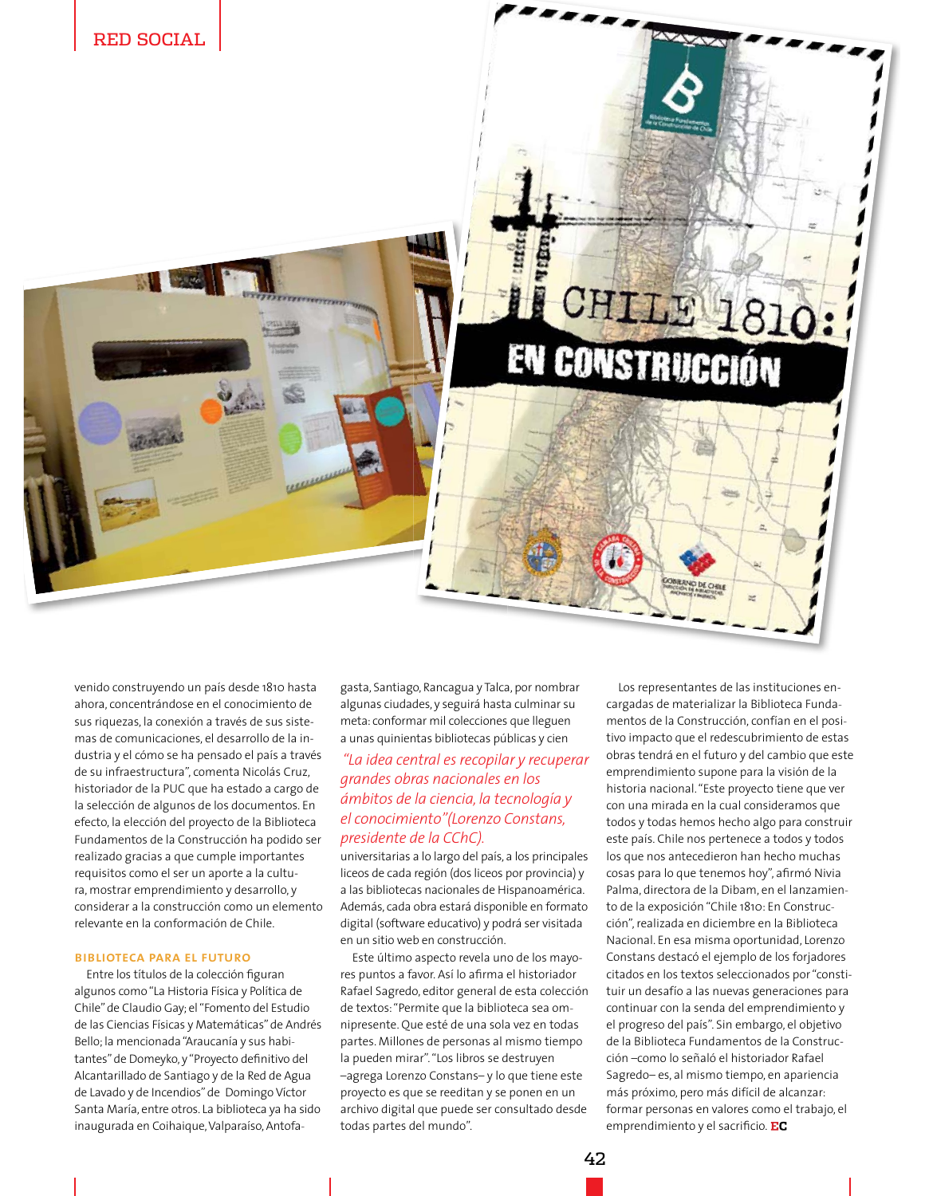venido construyendo un país desde 1810 hasta ahora, concentrándose en el conocimiento de sus riquezas, la conexión a través de sus sistemas de comunicaciones, el desarrollo de la industria y el cómo se ha pensado el país a través de su infraestructura", comenta Nicolás Cruz, historiador de la PUC que ha estado a cargo de la selección de algunos de los documentos. En efecto, la elección del proyecto de la Biblioteca Fundamentos de la Construcción ha podido ser realizado gracias a que cumple importantes requisitos como el ser un aporte a la cultura, mostrar emprendimiento y desarrollo, y considerar a la construcción como un elemento relevante en la conformación de Chile.

### BIBLIOTECA PARA EL FUTURO

Entre los títulos de la colección figuran algunos como "La Historia Física y Política de Chile" de Claudio Gay; el "Fomento del Estudio de las Ciencias Físicas y Matemáticas" de Andrés Bello; la mencionada "Araucanía y sus habitantes" de Domeyko, y "Proyecto definitivo del Alcantarillado de Santiago y de la Red de Agua de Lavado y de Incendios" de Domingo Víctor Santa María, entre otros. La biblioteca ya ha sido inaugurada en Coihaique, Valparaíso, Antofagasta, Santiago, Rancagua y Talca, por nombrar algunas ciudades, y seguirá hasta culminar su meta: conformar mil colecciones que lleguen a unas quinientas bibliotecas públicas y cien universitarias a lo largo del país, a los principales liceos de cada región (dos liceos por provincia) y a las bibliotecas nacionales de Hispanoamérica. Además, cada obra estará disponible en formato digital (software educativo) y podrá ser visitada en un sitio web en construcción.

*"La idea central es recopilar y recuperar grandes obras nacionales en los ámbitos de la ciencia, la tecnología y el conocimiento"(Lorenzo Constans, presidente de la CChC).*

Este último aspecto revela uno de los mayores puntos a favor. Así lo afirma el historiador Rafael Sagredo, editor general de esta colección de textos: "Permite que la biblioteca sea omnipresente. Que esté de una sola vez en todas partes. Millones de personas al mismo tiempo la pueden mirar". "Los libros se destruyen –agrega Lorenzo Constans– y lo que tiene este proyecto es que se reeditan y se ponen en un archivo digital que puede ser consultado desde todas partes del mundo".

Los representantes de las instituciones encargadas de materializar la Biblioteca Fundamentos de la Construcción, confían en el positivo impacto que el redescubrimiento de estas obras tendrá en el futuro y del cambio que este emprendimiento supone para la visión de la historia nacional. "Este proyecto tiene que ver con una mirada en la cual consideramos que todos y todas hemos hecho algo para construir este país. Chile nos pertenece a todos y todos los que nos antecedieron han hecho muchas cosas para lo que tenemos hoy", afirmó Nivia Palma, directora de la Dibam, en el lanzamiento de la exposición "Chile 1810: En Construcción", realizada en diciembre en la Biblioteca Nacional. En esa misma oportunidad, Lorenzo Constans destacó el ejemplo de los forjadores citados en los textos seleccionados por "constituir un desafío a las nuevas generaciones para continuar con la senda del emprendimiento y el progreso del país". Sin embargo, el objetivo de la Biblioteca Fundamentos de la Construcción –como lo señaló el historiador Rafael Sagredo– es, al mismo tiempo, en apariencia más próximo, pero más difícil de alcanzar: formar personas en valores como el trabajo, el emprendimiento y el sacrificio. **EC**